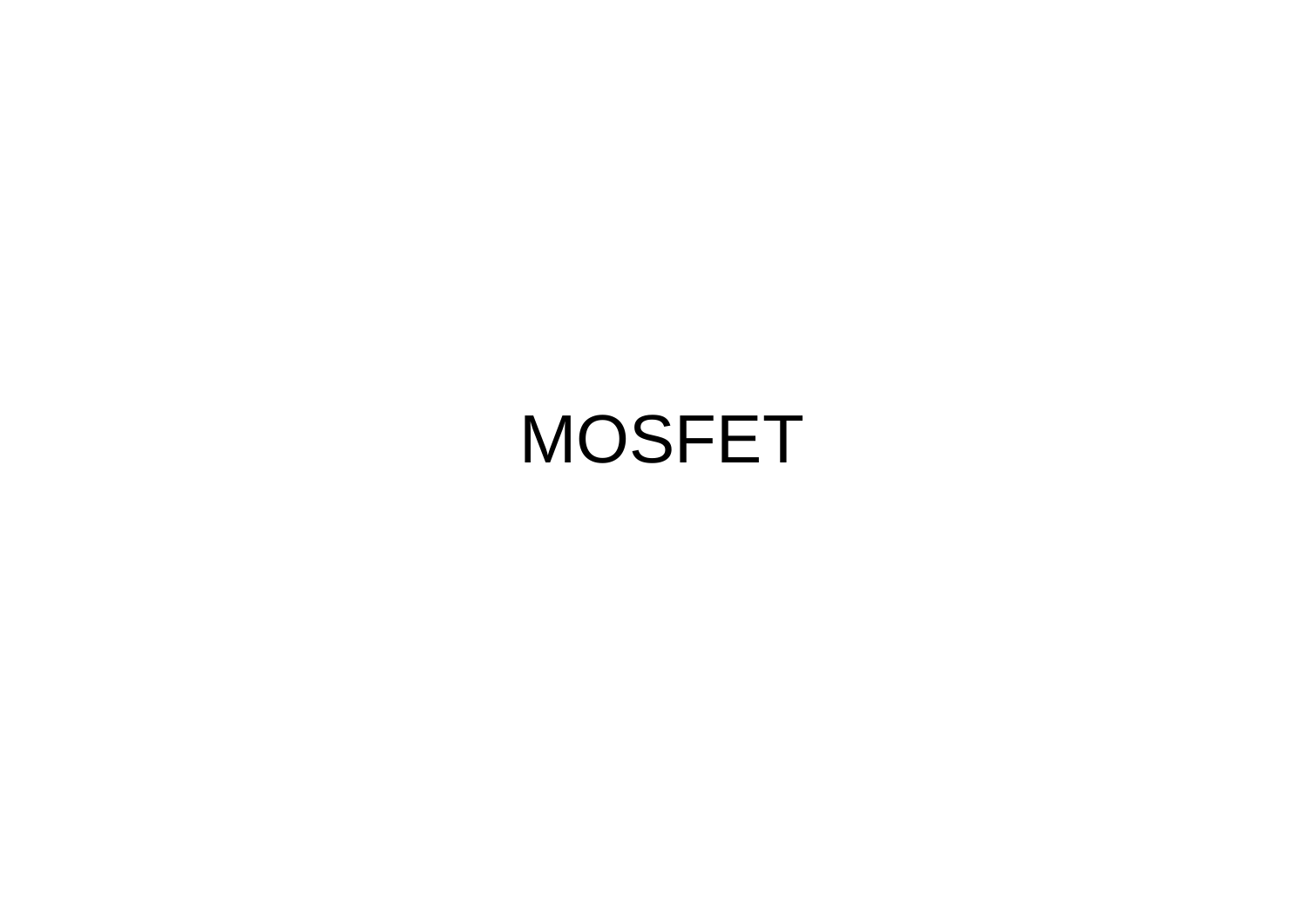# MOSFET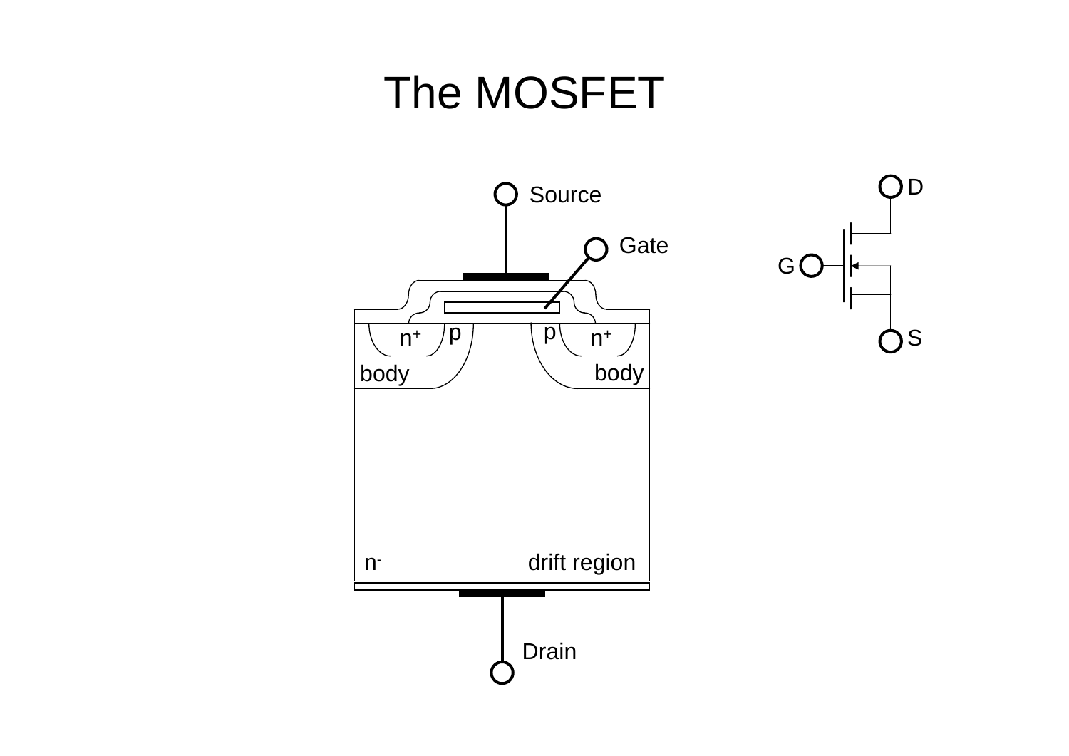# The MOSFET

Source

Gate

n+ p p n+

body body

$n^-$ drift region

Drain

D

G

S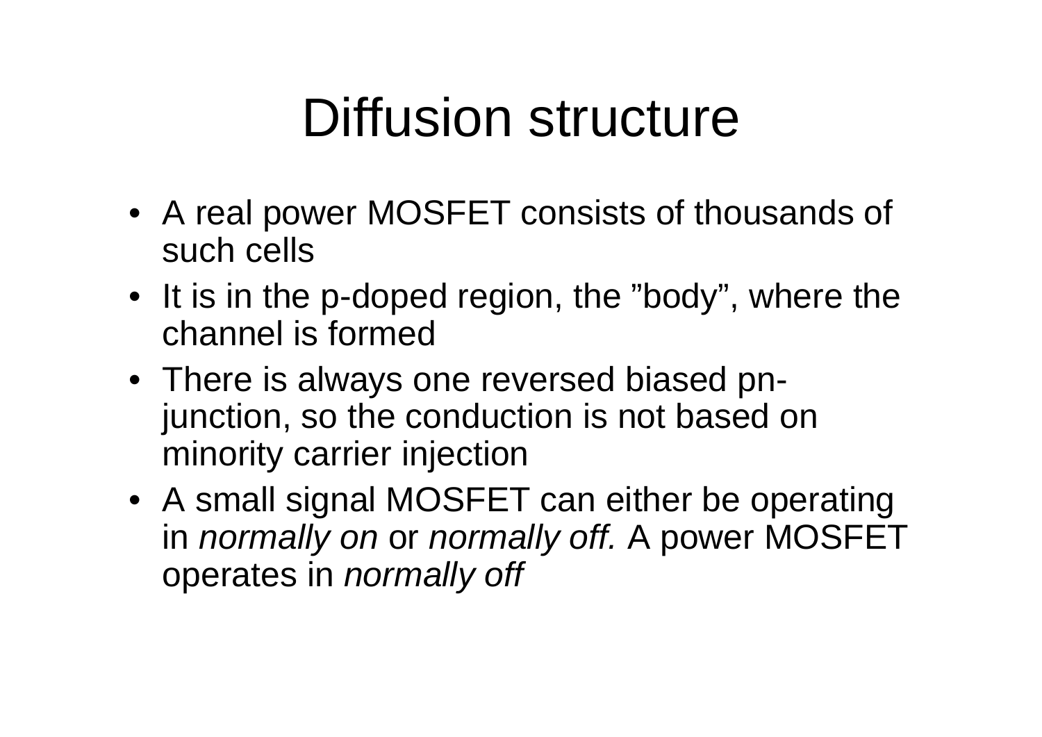# Diffusion structure

- A real power MOSFET consists of thousands of such cells
- It is in the p-doped region, the ”body”, where the channel is formed
- There is always one reversed biased pn-junction, so the conduction is not based on minority carrier injection
- A small signal MOSFET can either be operating in *normally on* or *normally off.* A power MOSFET operates in *normally off*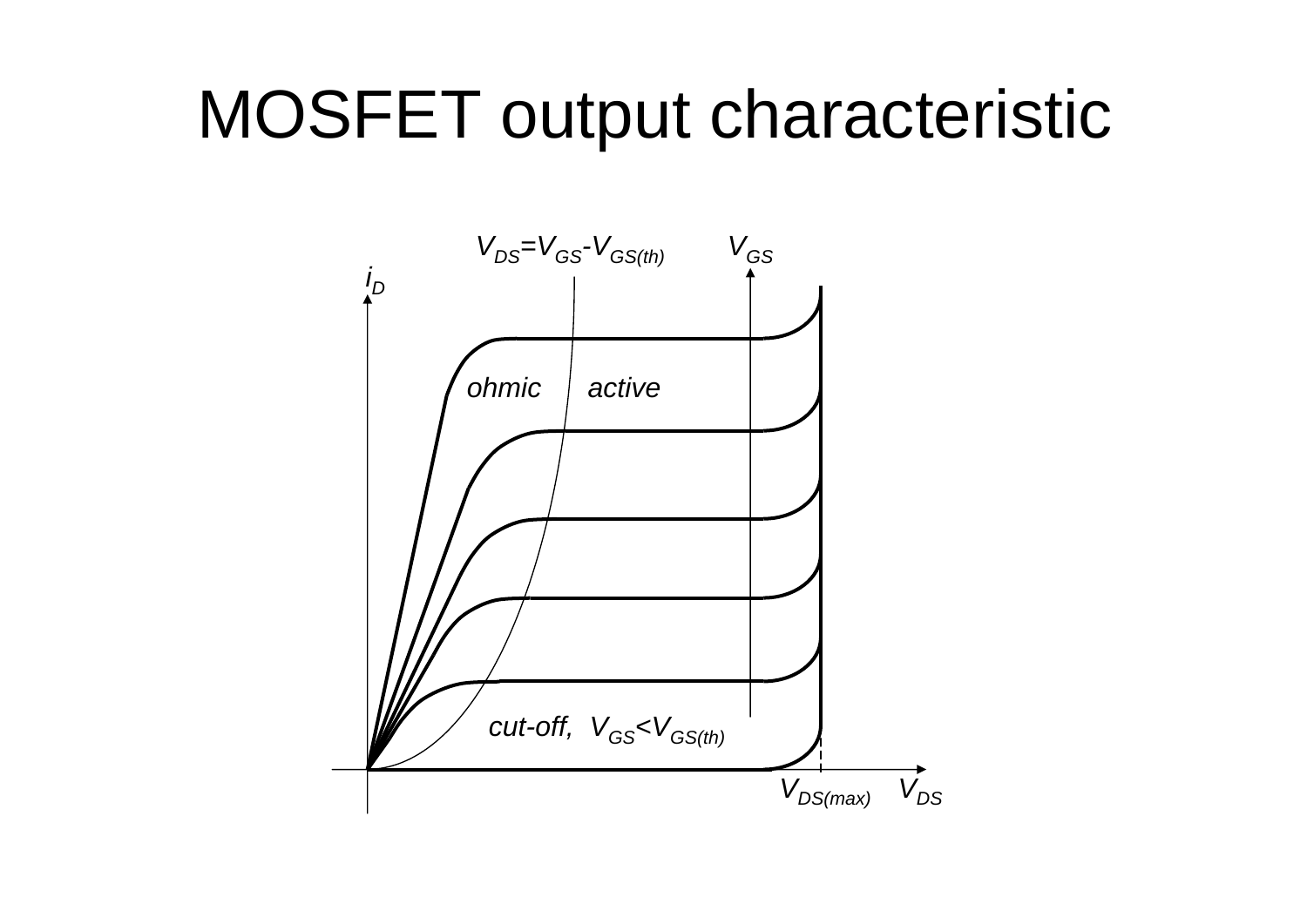# MOSFET output characteristic

$V_{DS}=V_{GS}-V_{GS(th)}$

$V_{GS}$

$i_D$

*ohmic*

*active*

*cut-off,* $V_{GS}<V_{GS(th)}$

$V_{DS(max)}$

$V_{DS}$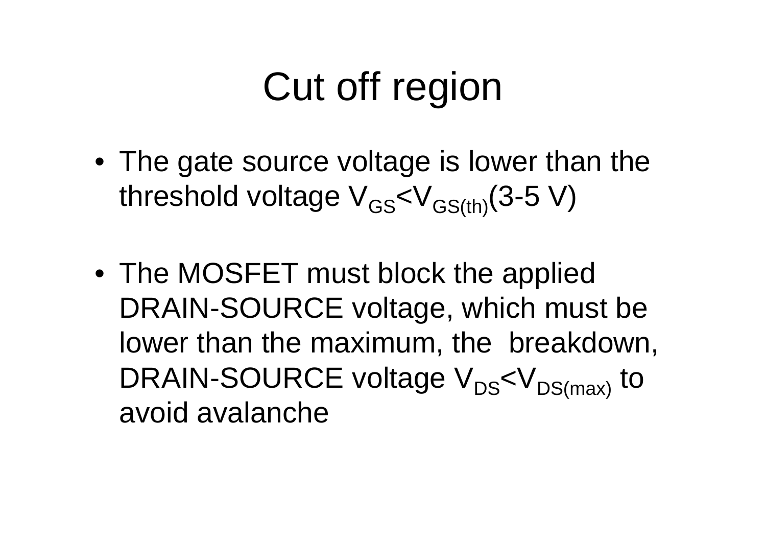# Cut off region

- The gate source voltage is lower than the threshold voltage $V_{GS}<V_{GS(th)}$(3-5 V)

- The MOSFET must block the applied DRAIN-SOURCE voltage, which must be lower than the maximum, the breakdown, DRAIN-SOURCE voltage $V_{DS}<V_{DS(max)}$ to avoid avalanche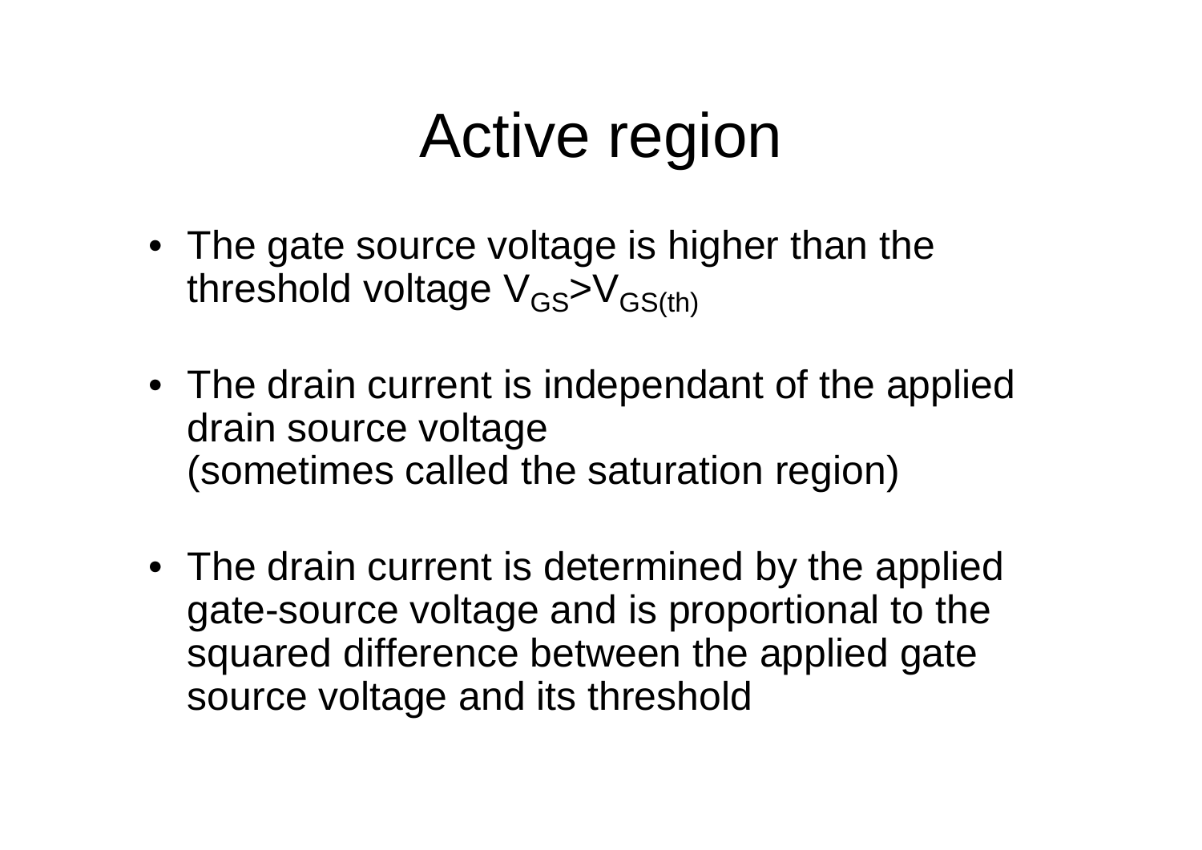# Active region

- The gate source voltage is higher than the threshold voltage $V_{GS}>V_{GS(th)}$
- The drain current is independant of the applied drain source voltage
  (sometimes called the saturation region)
- The drain current is determined by the applied gate-source voltage and is proportional to the squared difference between the applied gate source voltage and its threshold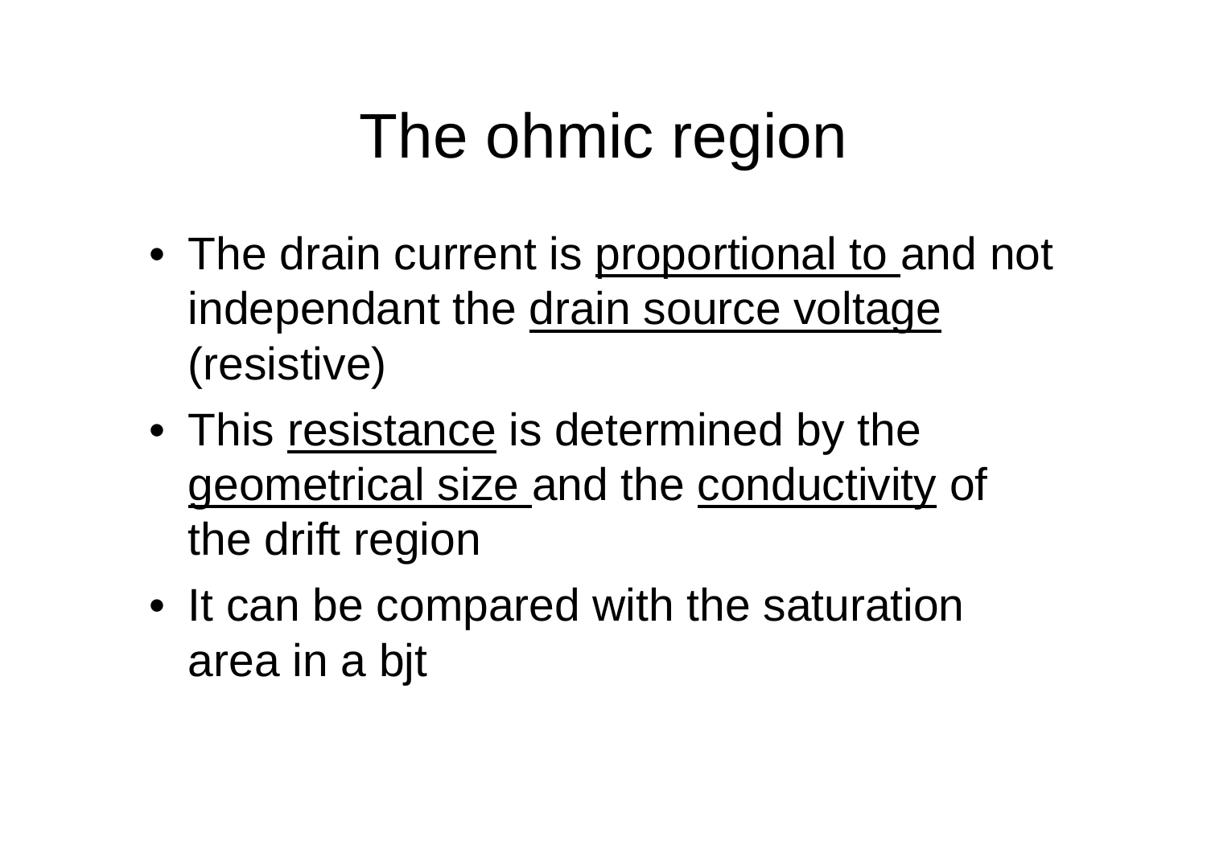# The ohmic region

- The drain current is <u>proportional to</u> and not independant the <u>drain source voltage</u> (resistive)
- This <u>resistance</u> is determined by the <u>geometrical size</u> and the <u>conductivity</u> of the drift region
- It can be compared with the saturation area in a bjt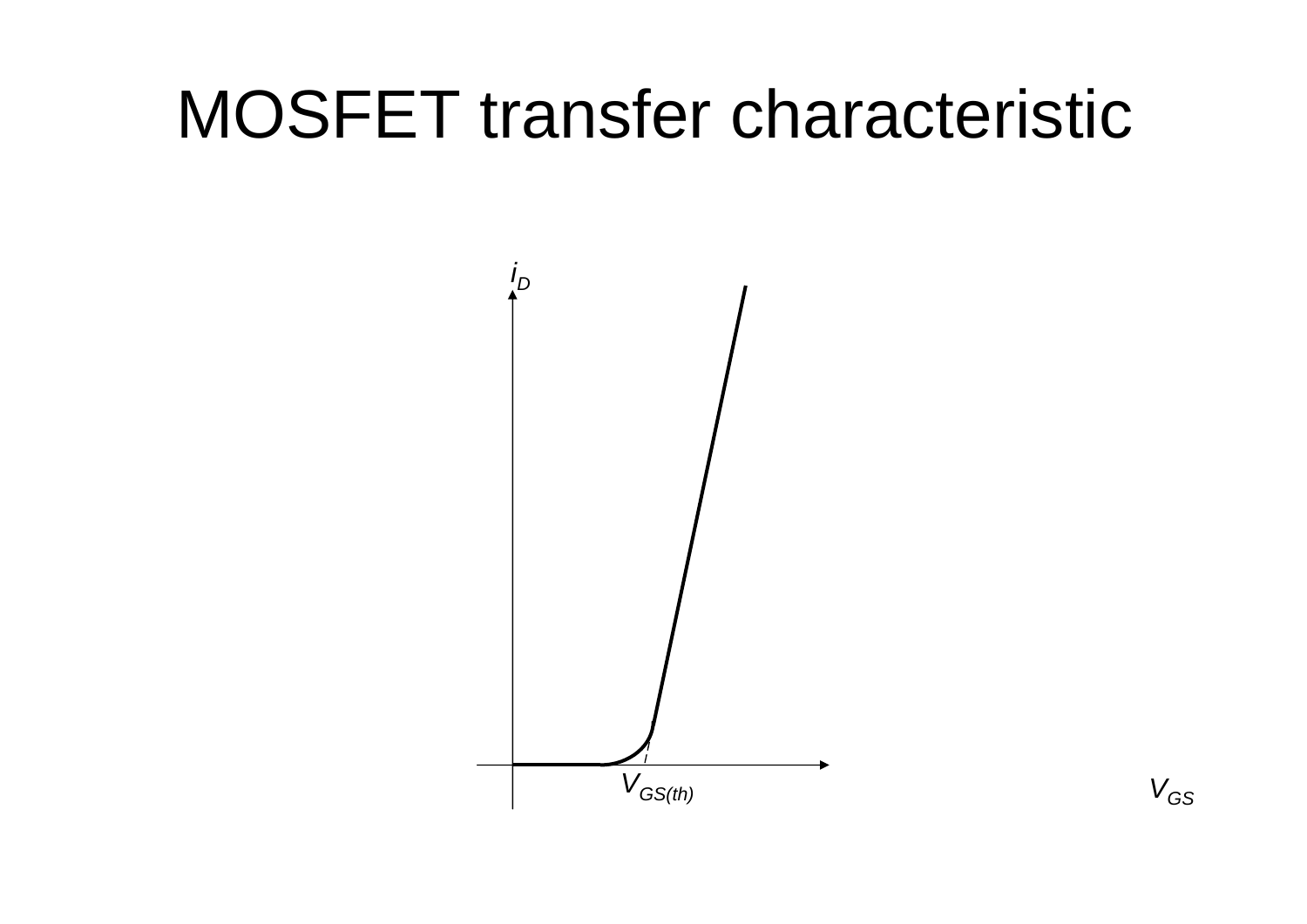# MOSFET transfer characteristic

$i_D$

$V_{GS(th)}$

$V_{GS}$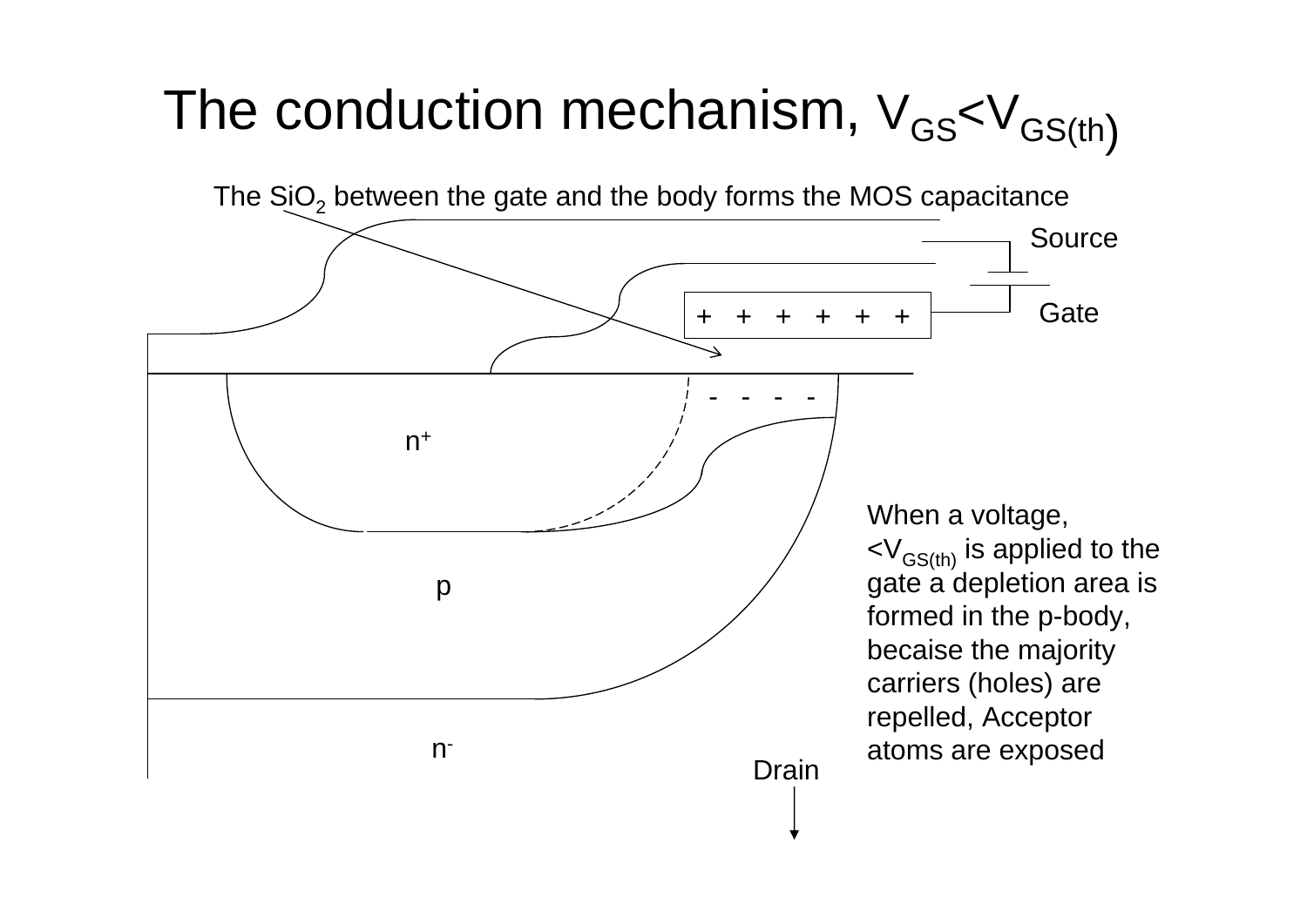# The conduction mechanism, $V_{GS}<V_{GS(th)}$

The $SiO_2$ between the gate and the body forms the MOS capacitance

Source

Gate

+ + + + + +

- - - -

$n^+$

p

$n^-$

Drain

When a voltage, $<V_{GS(th)}$ is applied to the gate a depletion area is formed in the p-body, becaise the majority carriers (holes) are repelled, Acceptor atoms are exposed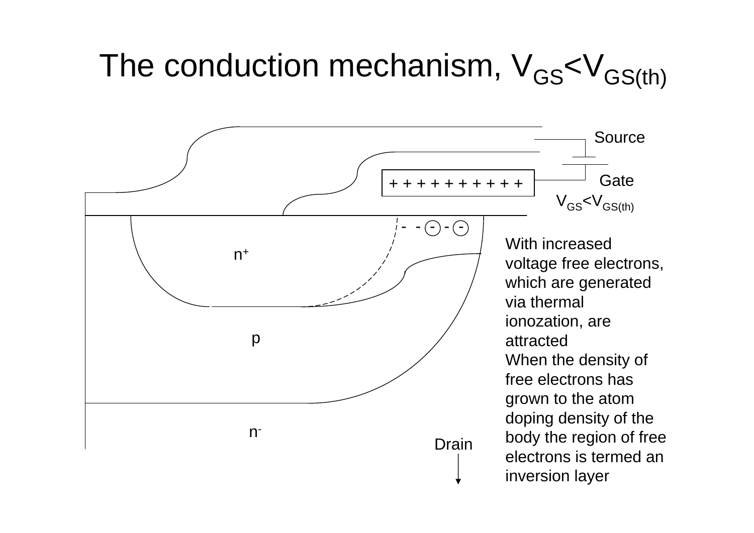# The conduction mechanism, $V_{GS}<V_{GS(th)}$

Source

Gate

$V_{GS}<V_{GS(th)}$

$n^+$

p

$n^-$

Drain

With increased voltage free electrons, which are generated via thermal ionozation, are attracted
When the density of free electrons has grown to the atom doping density of the body the region of free electrons is termed an inversion layer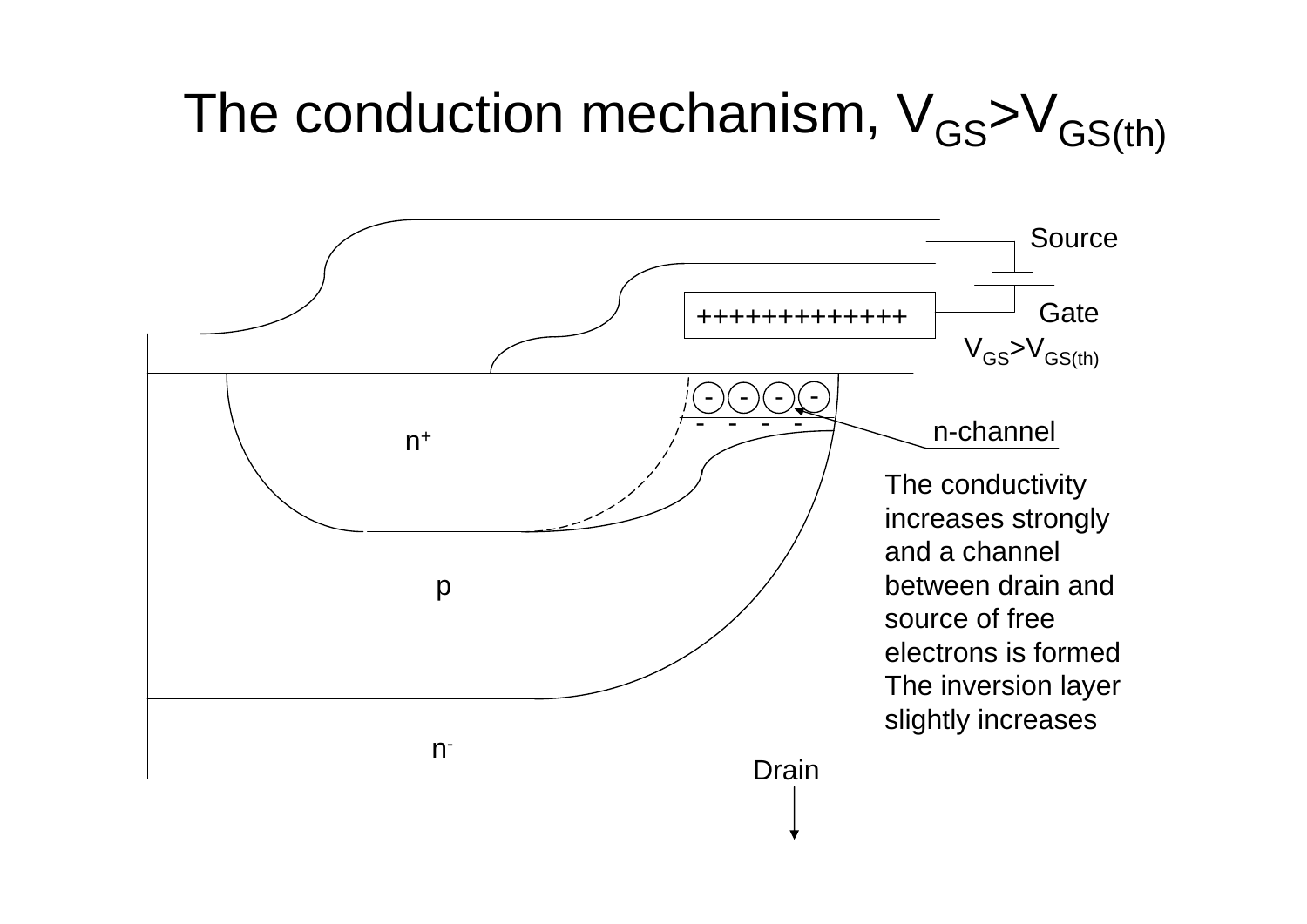# The conduction mechanism, $V_{GS}>V_{GS(th)}$

Source

Gate

$V_{GS}>V_{GS(th)}$

$n^+$

p

$n^-$

Drain

n-channel

The conductivity increases strongly and a channel between drain and source of free electrons is formed The inversion layer slightly increases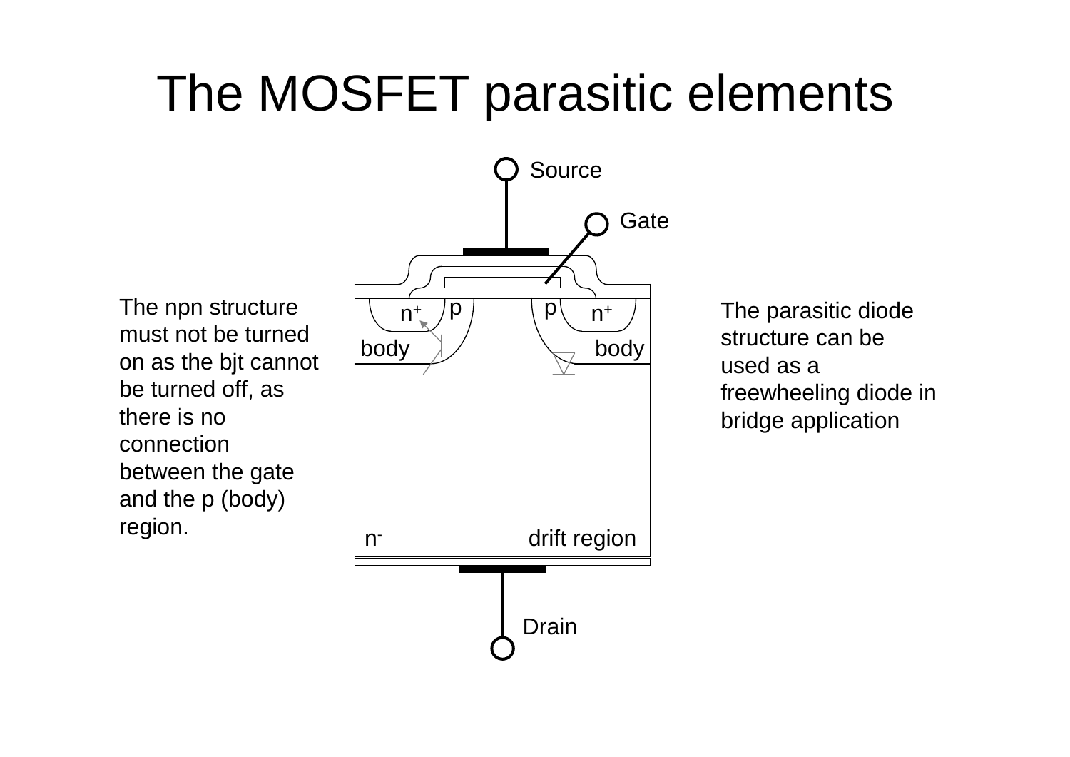# The MOSFET parasitic elements

Source

Gate

$n^+$ p p $n^+$

body body

$n^-$ drift region

Drain

The npn structure must not be turned on as the bjt cannot be turned off, as there is no connection between the gate and the p (body) region.

The parasitic diode structure can be used as a freewheeling diode in bridge application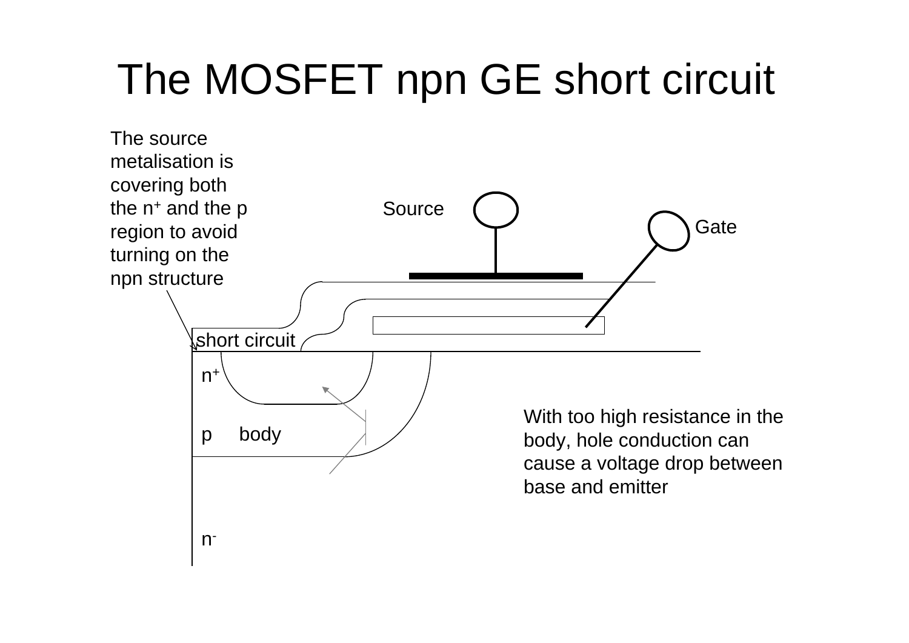# The MOSFET npn GE short circuit

The source metalisation is covering both the $n^+$ and the p region to avoid turning on the npn structure

Source

Gate

short circuit

$n^+$

p body

$n^-$

With too high resistance in the body, hole conduction can cause a voltage drop between base and emitter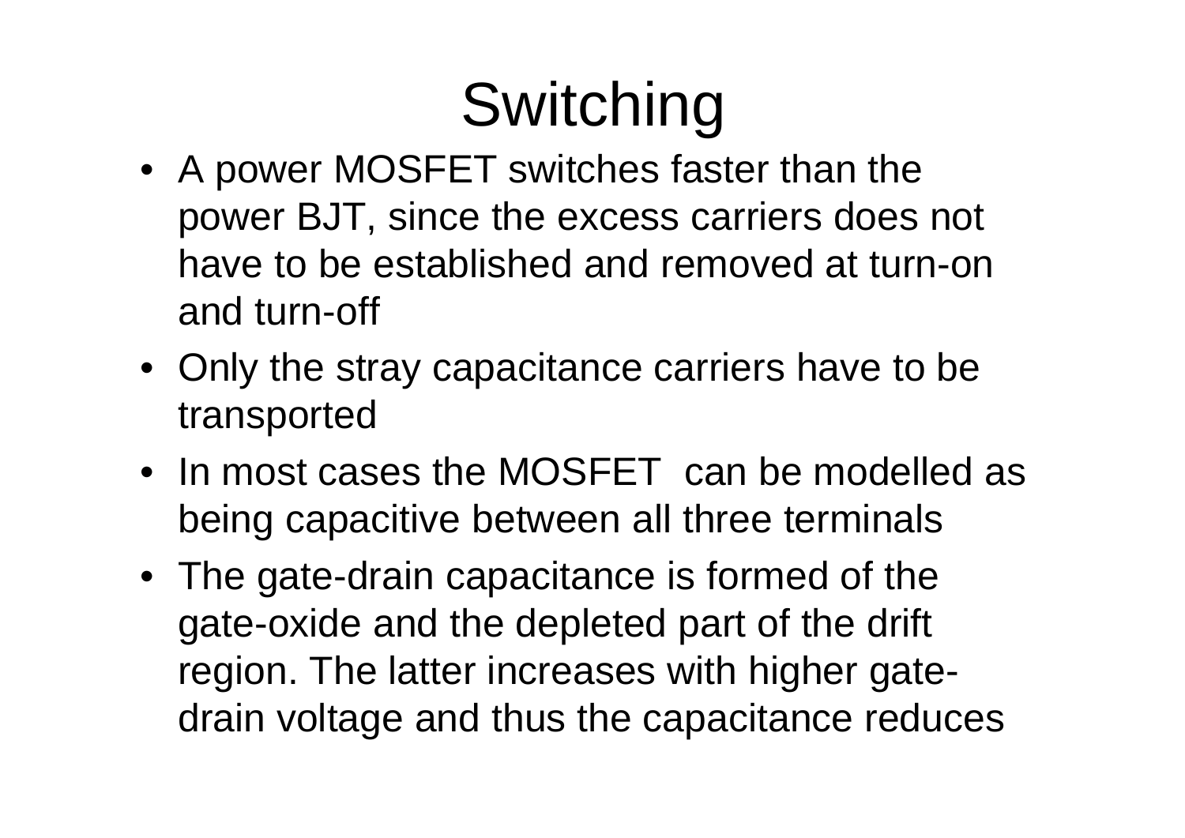# Switching

- A power MOSFET switches faster than the power BJT, since the excess carriers does not have to be established and removed at turn-on and turn-off
- Only the stray capacitance carriers have to be transported
- In most cases the MOSFET can be modelled as being capacitive between all three terminals
- The gate-drain capacitance is formed of the gate-oxide and the depleted part of the drift region. The latter increases with higher gate-drain voltage and thus the capacitance reduces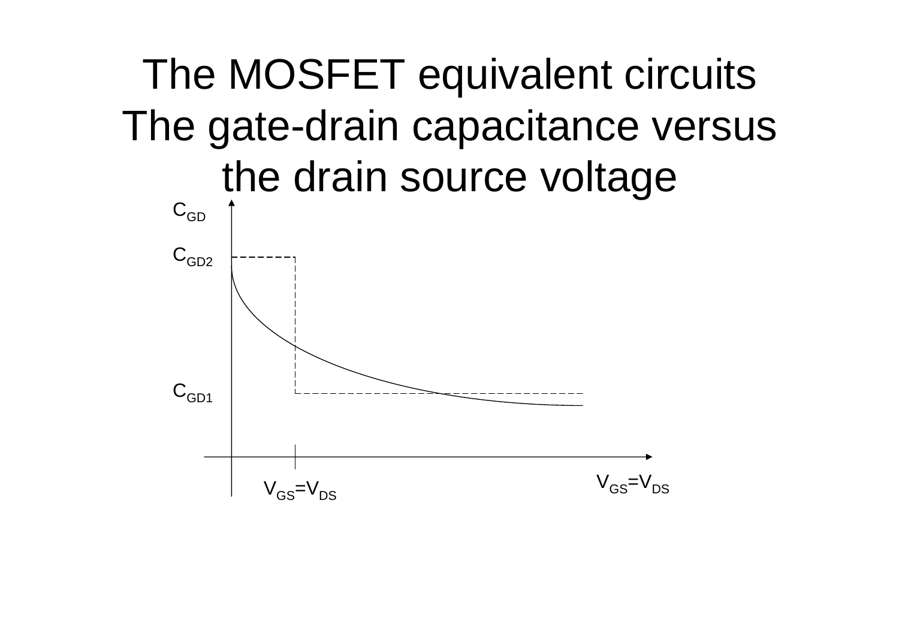# The MOSFET equivalent circuits The gate-drain capacitance versus the drain source voltage

$C_{GD}$

$C_{GD2}$

$C_{GD1}$

$V_{GS}=V_{DS}$

$V_{GS}=V_{DS}$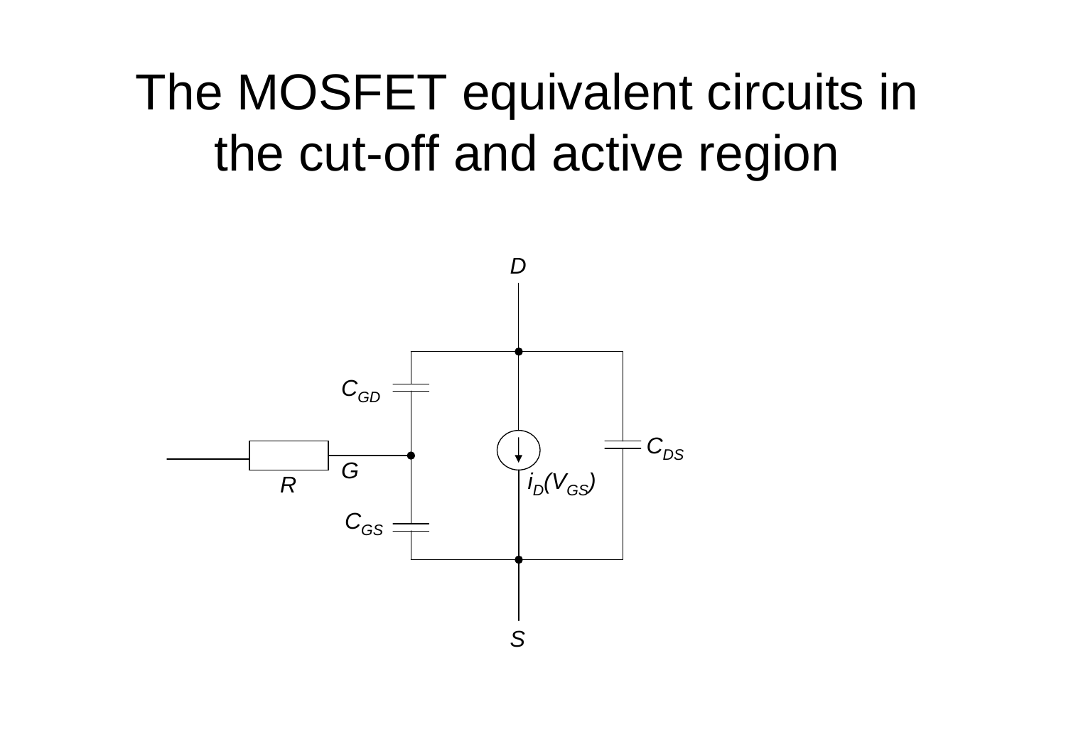# The MOSFET equivalent circuits in the cut-off and active region

$D$

$C_{GD}$

$C_{DS}$

$G$

$R$

$i_D(V_{GS})$

$C_{GS}$

$S$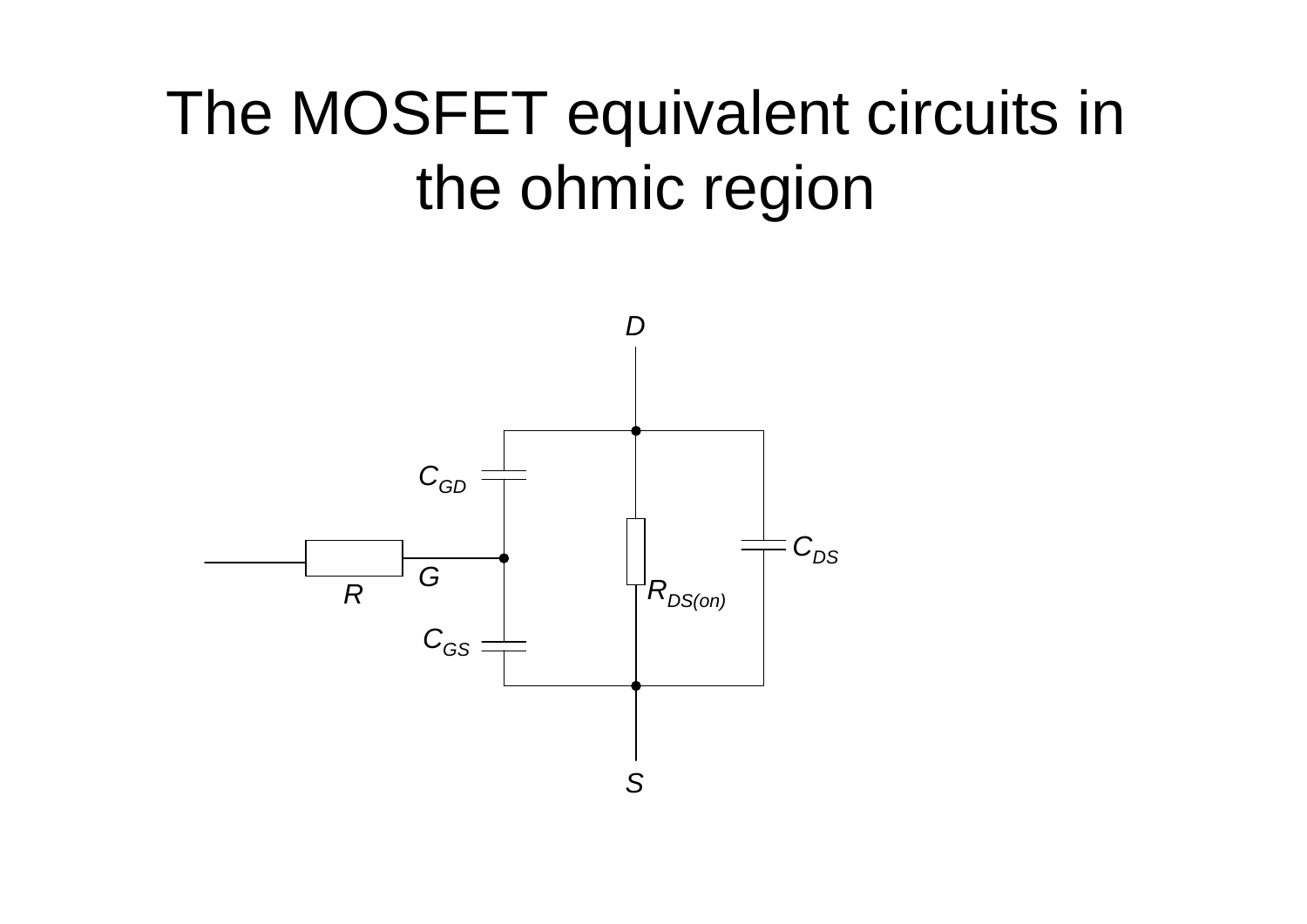# The MOSFET equivalent circuits in the ohmic region

D

$C_{GD}$

$C_{DS}$

G

R

$R_{DS(on)}$

$C_{GS}$

S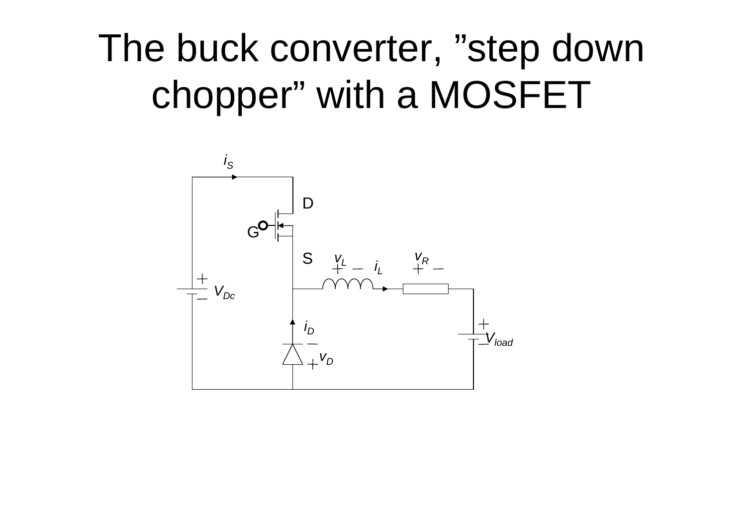# The buck converter, ”step down chopper” with a MOSFET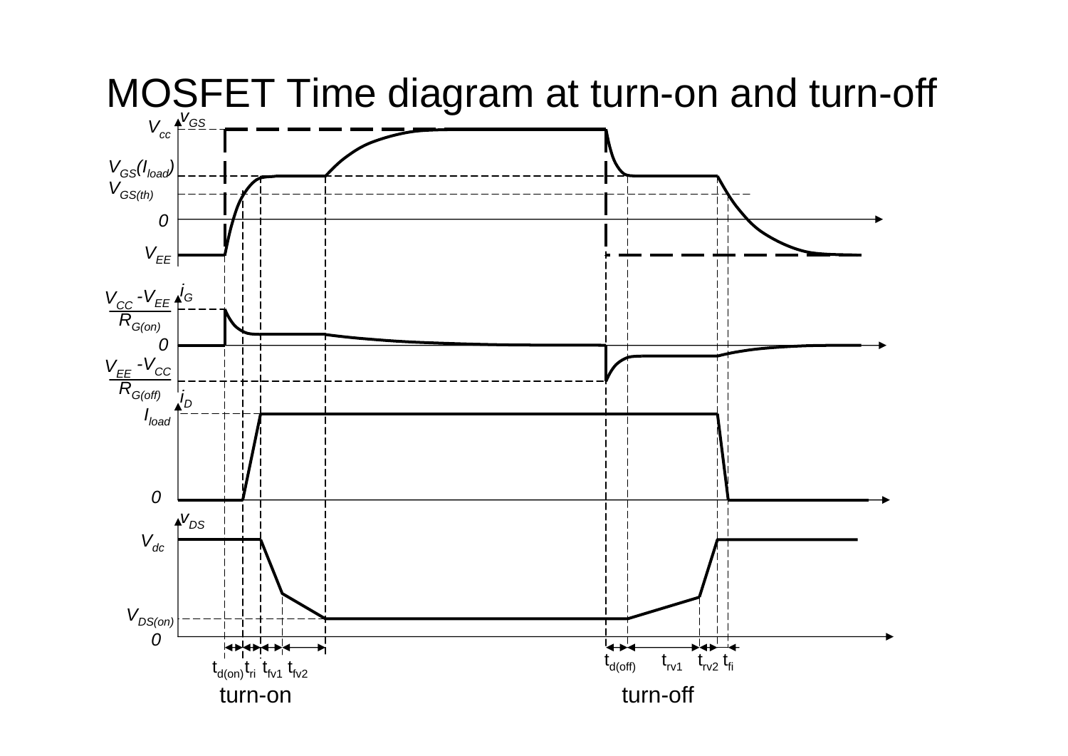# MOSFET Time diagram at turn-on and turn-off

$v_{GS}$

$V_{cc}$

$V_{GS}(I_{load})$

$V_{GS(th)}$

$0$

$V_{EE}$

$i_G$

$\frac{V_{CC} - V_{EE}}{R_{G(on)}}$

$0$

$\frac{V_{EE} - V_{CC}}{R_{G(off)}}$

$i_D$

$I_{load}$

$0$

$v_{DS}$

$V_{dc}$

$V_{DS(on)}$

$0$

$t_{d(on)}$ $t_{ri}$ $t_{fv1}$ $t_{fv2}$

turn-on

$t_{d(off)}$ $t_{rv1}$ $t_{rv2}$ $t_{fi}$

turn-off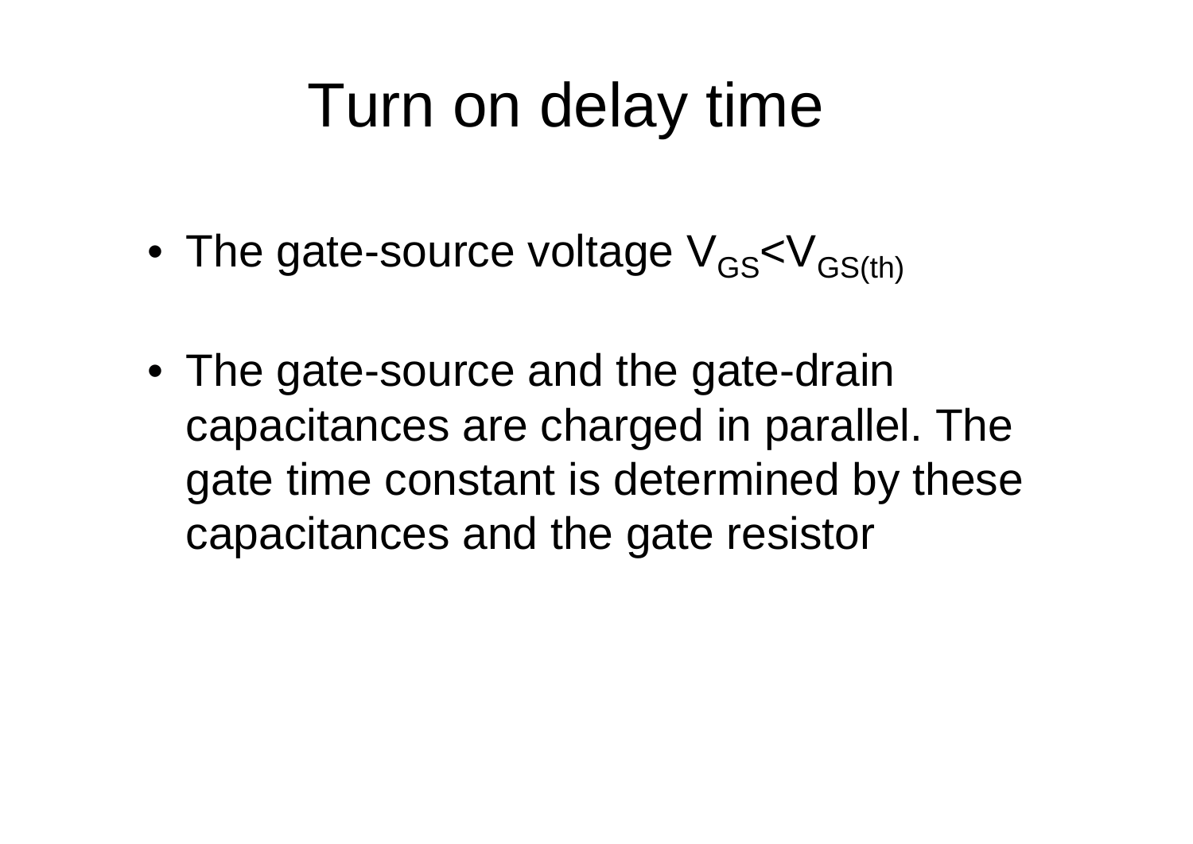# Turn on delay time

- The gate-source voltage $V_{GS}<V_{GS(th)}$
- The gate-source and the gate-drain capacitances are charged in parallel. The gate time constant is determined by these capacitances and the gate resistor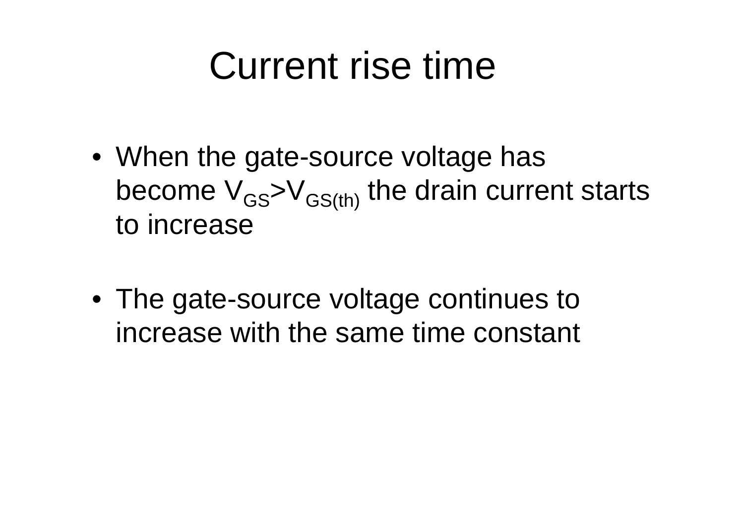# Current rise time

- When the gate-source voltage has become $V_{GS}$>$V_{GS(th)}$ the drain current starts to increase

- The gate-source voltage continues to increase with the same time constant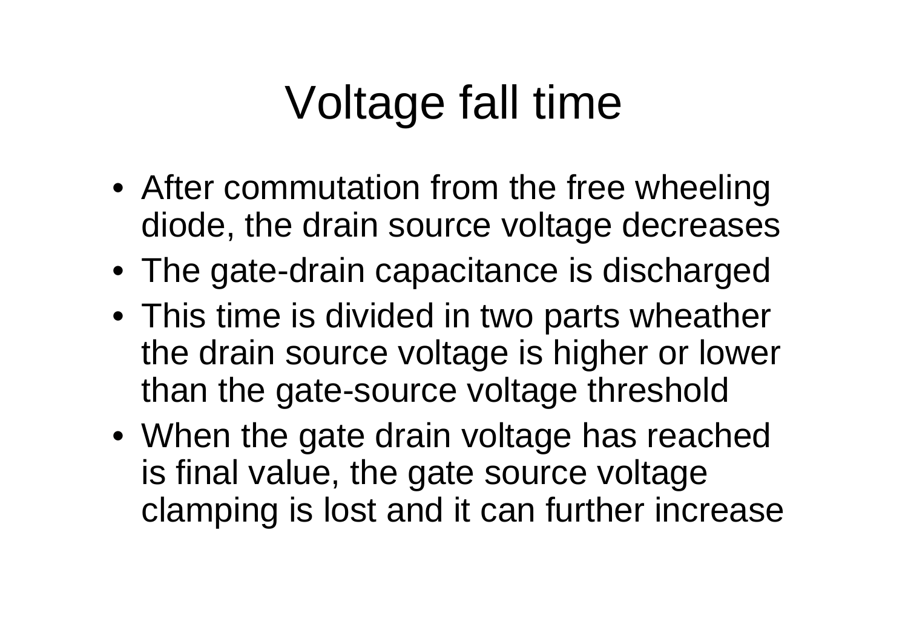# Voltage fall time

- After commutation from the free wheeling diode, the drain source voltage decreases
- The gate-drain capacitance is discharged
- This time is divided in two parts wheather the drain source voltage is higher or lower than the gate-source voltage threshold
- When the gate drain voltage has reached is final value, the gate source voltage clamping is lost and it can further increase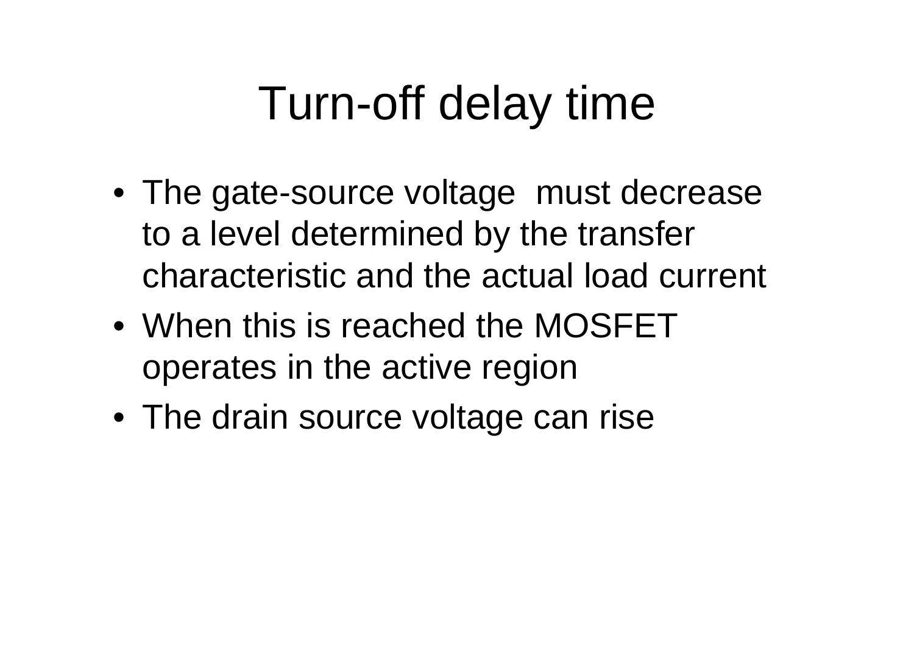# Turn-off delay time

- The gate-source voltage must decrease to a level determined by the transfer characteristic and the actual load current
- When this is reached the MOSFET operates in the active region
- The drain source voltage can rise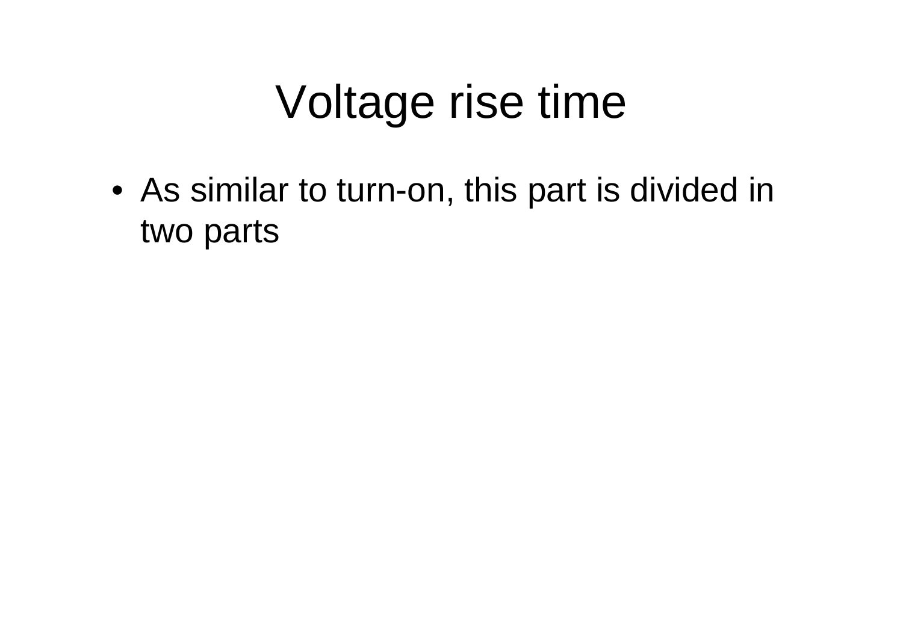# Voltage rise time

- As similar to turn-on, this part is divided in two parts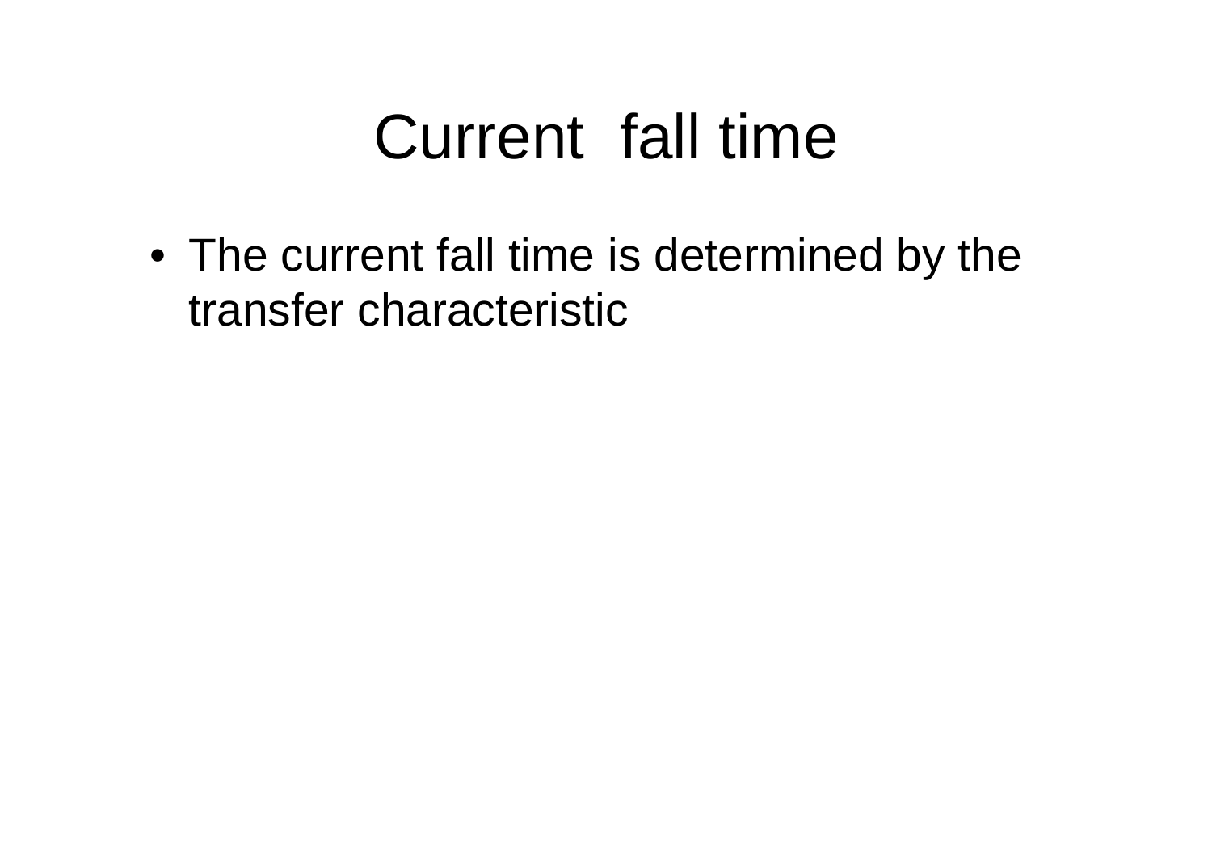# Current fall time

- The current fall time is determined by the transfer characteristic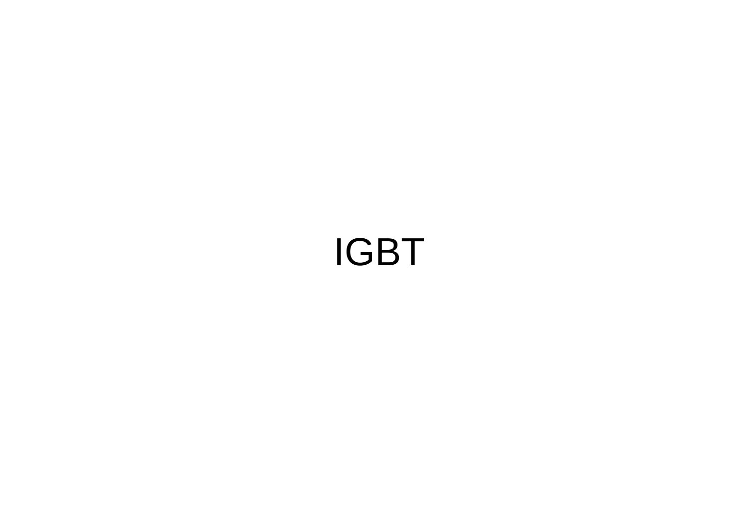IGBT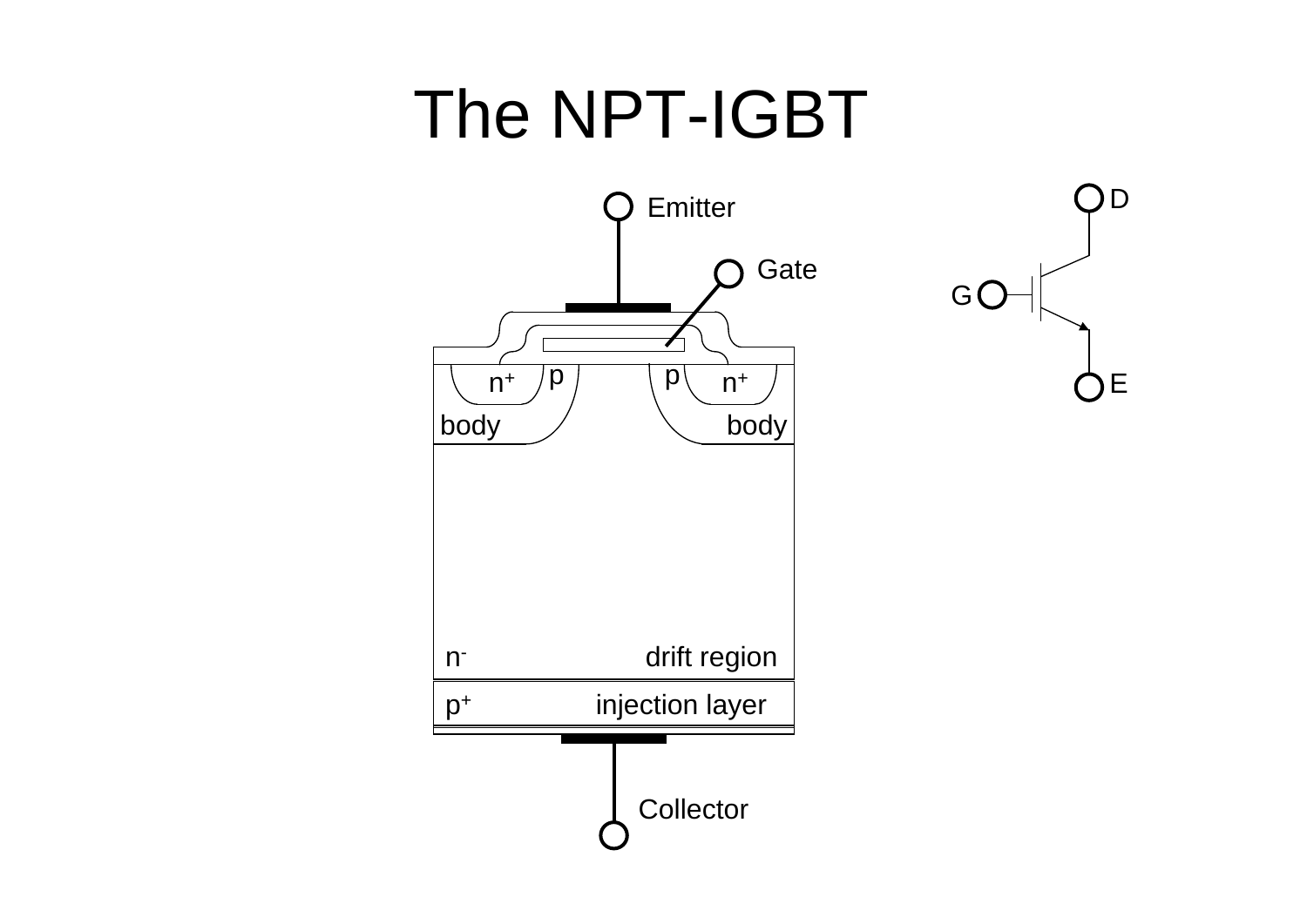# The NPT-IGBT

Emitter

Gate

p p

$n^+$ $n^+$

body body

$n^-$ drift region

$p^+$ injection layer

Collector

D

G

E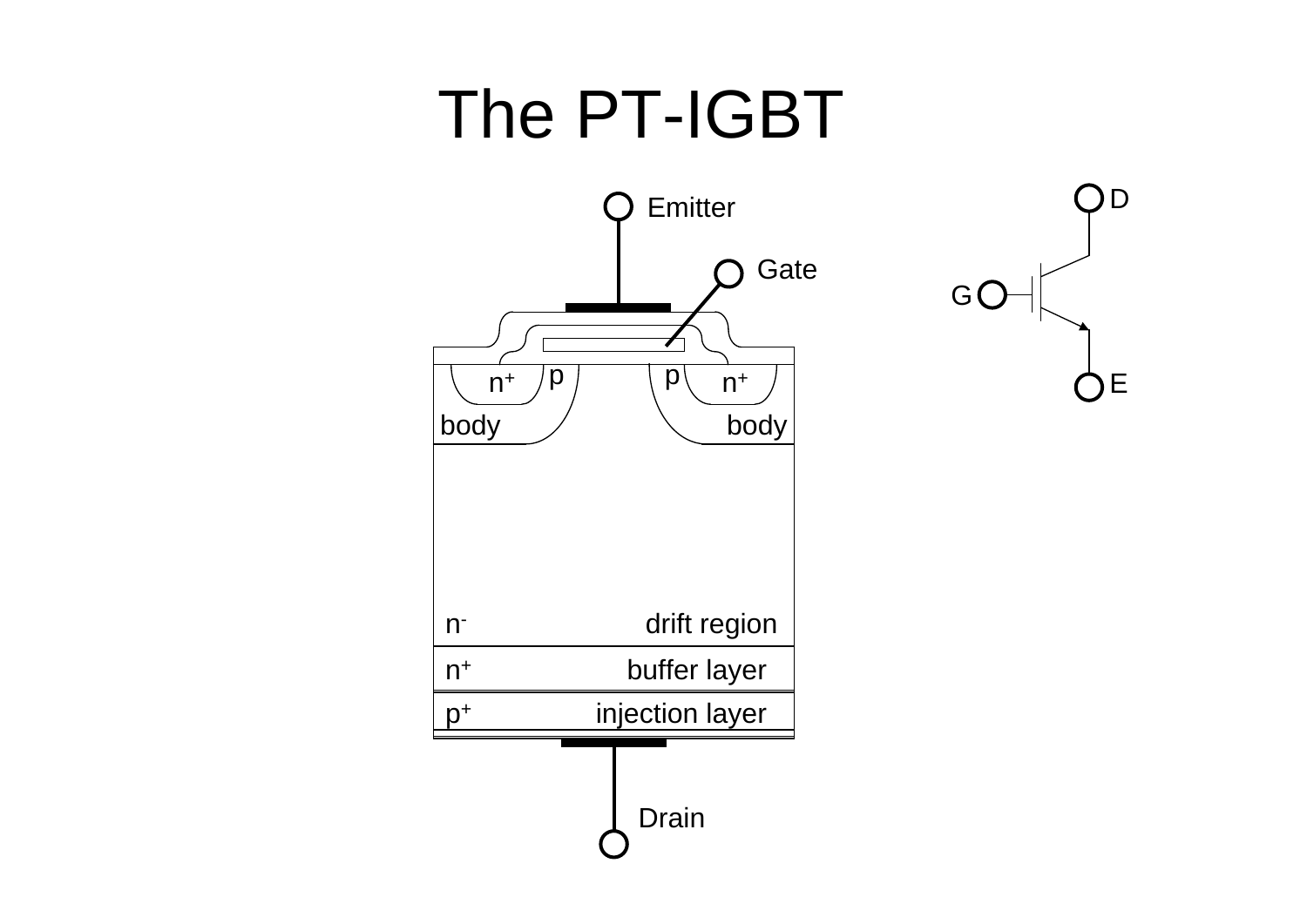# The PT-IGBT

Emitter

Gate

D

G

E

n+ p p n+

body body

$n^-$ drift region

$n^+$ buffer layer

$p^+$ injection layer

Drain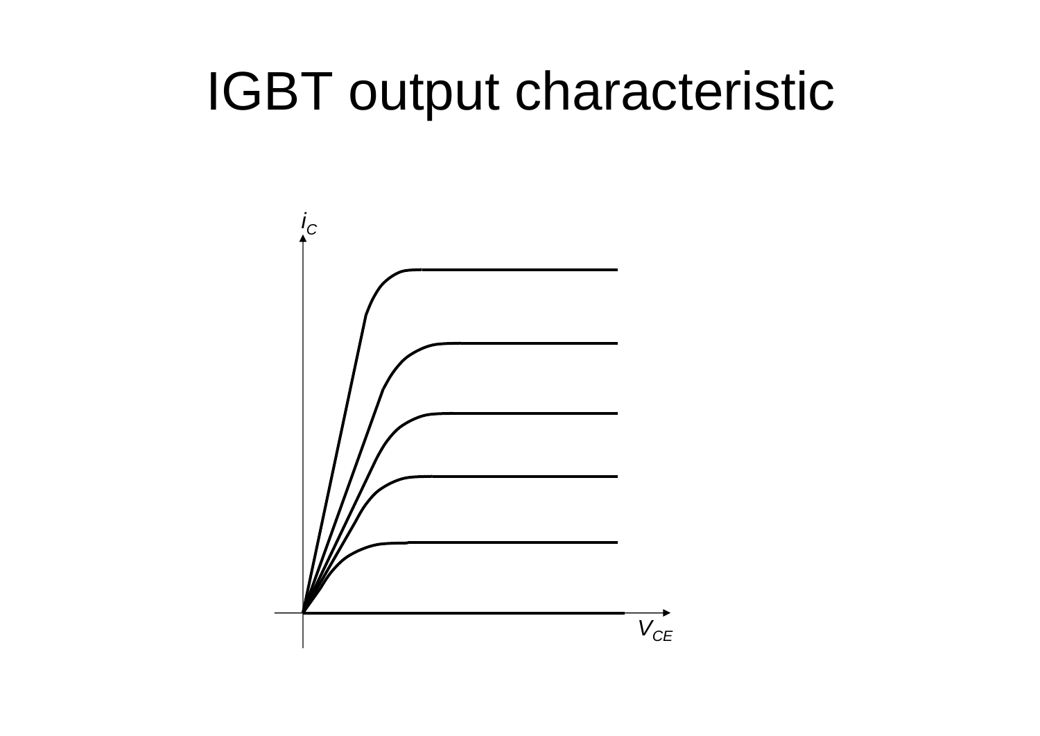# IGBT output characteristic

$i_C$

$V_{CE}$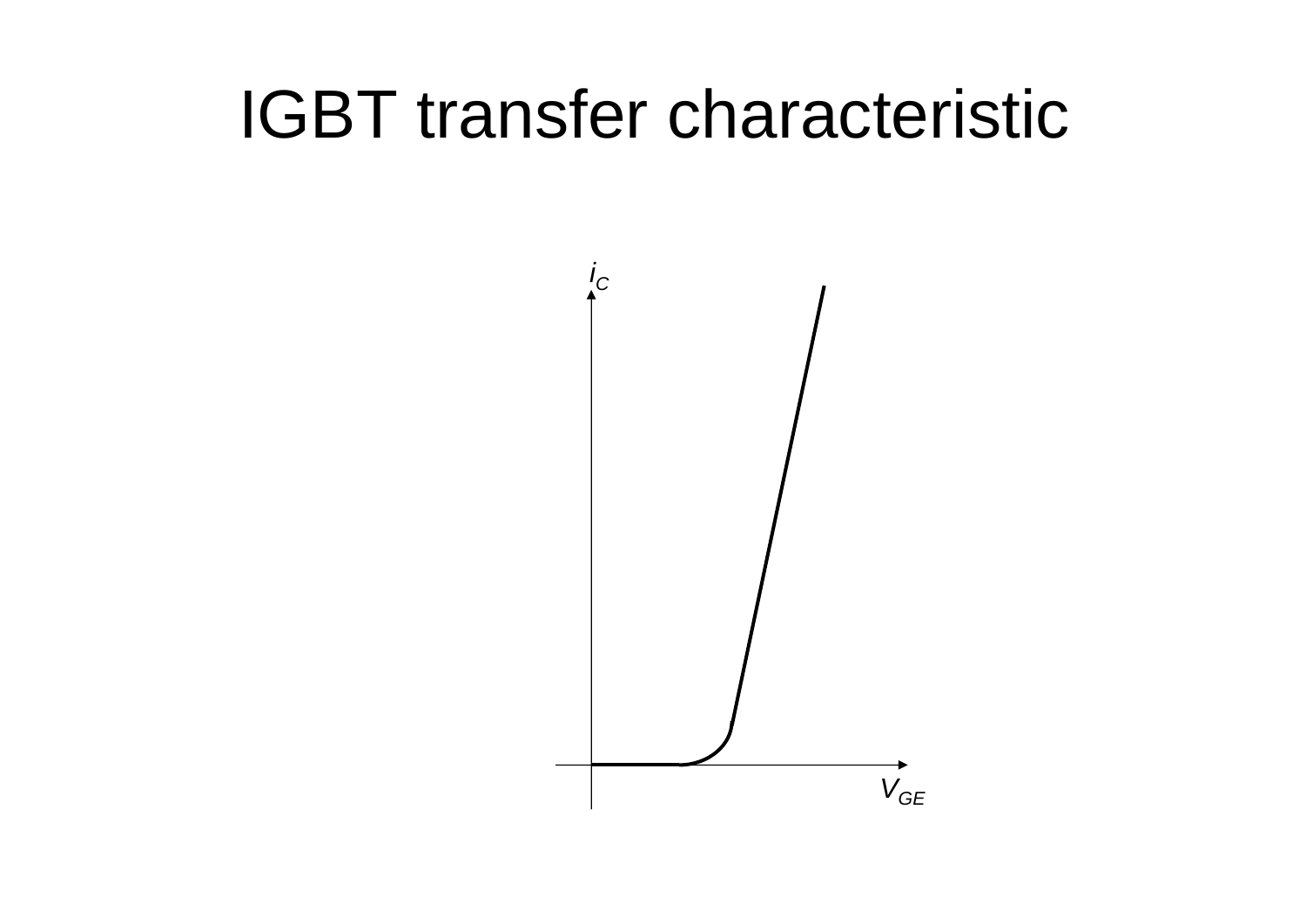# IGBT transfer characteristic

$i_C$

$V_{GE}$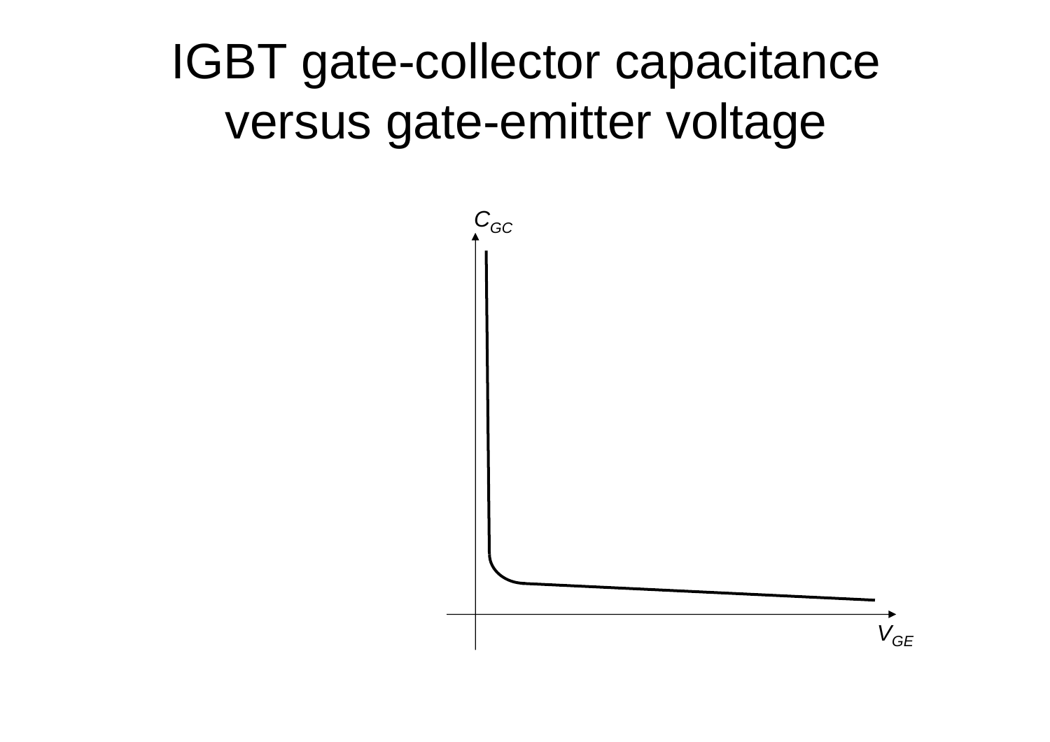# IGBT gate-collector capacitance versus gate-emitter voltage

$C_{GC}$

$V_{GE}$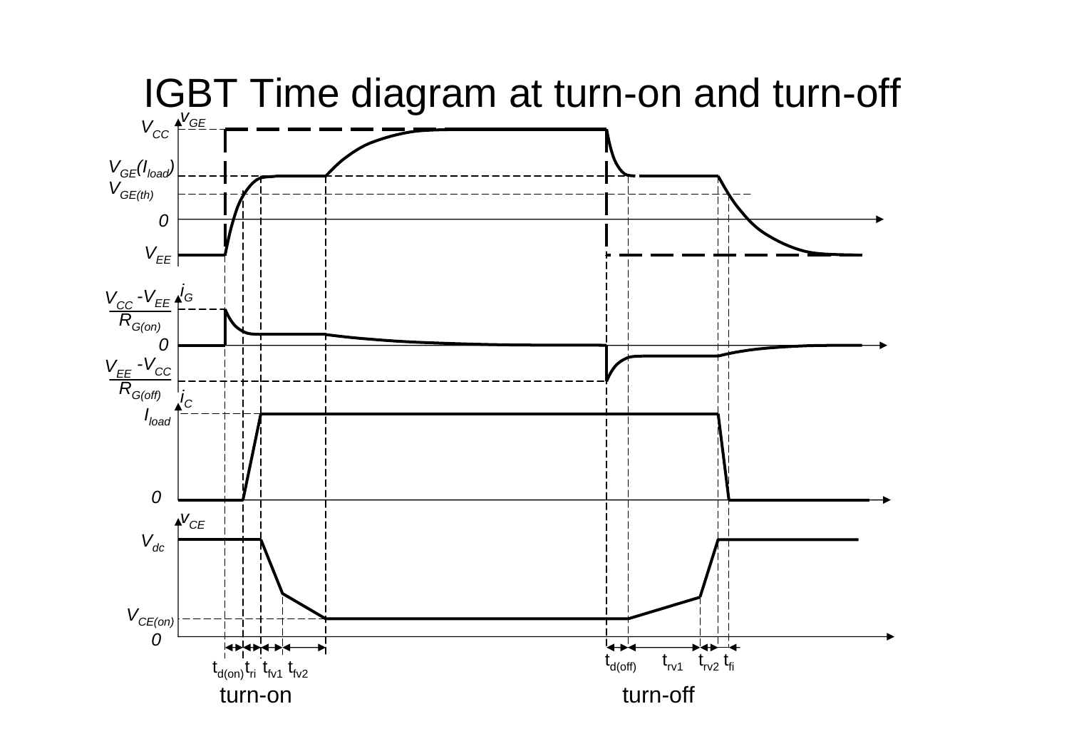# IGBT Time diagram at turn-on and turn-off

$v_{GE}$

$V_{CC}$

$V_{GE}(I_{load})$

$V_{GE(th)}$

0

$V_{EE}$

$i_G$

$\frac{V_{CC} - V_{EE}}{R_{G(on)}}$

0

$\frac{V_{EE} - V_{CC}}{R_{G(off)}}$

$i_C$

$I_{load}$

0

$v_{CE}$

$V_{dc}$

$V_{CE(on)}$

0

$t_{d(on)}$ $t_{ri}$ $t_{fv1}$ $t_{fv2}$

turn-on

$t_{d(off)}$ $t_{rv1}$ $t_{rv2}$ $t_{fi}$

turn-off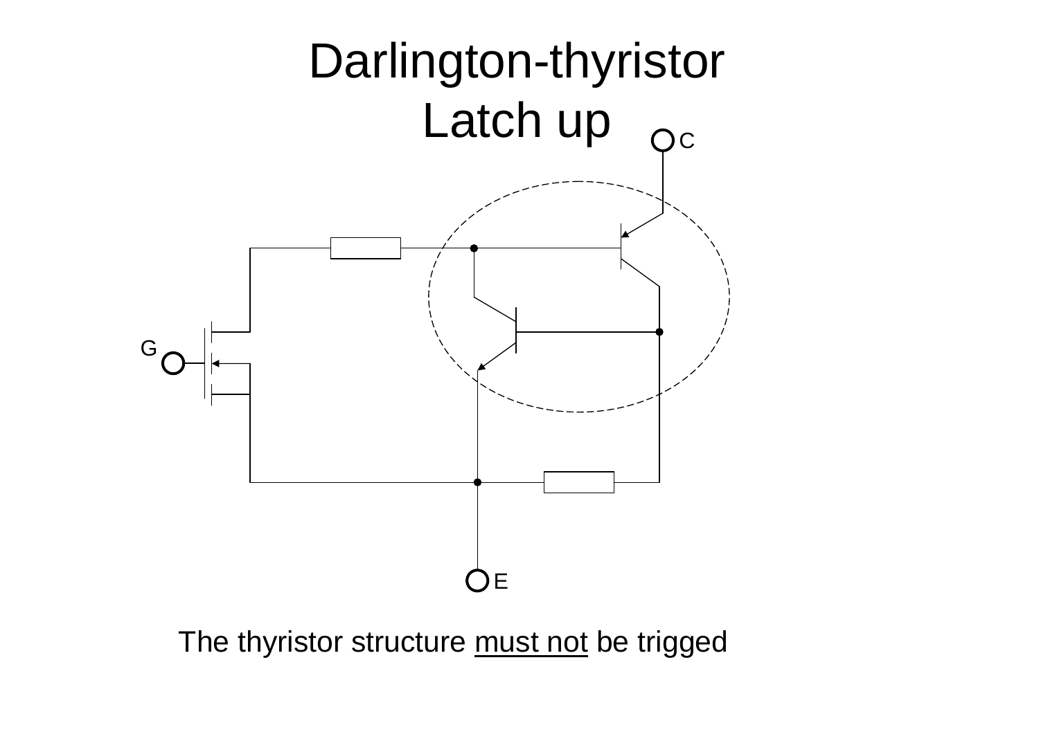# Darlington-thyristor Latch up

C

G

E

The thyristor structure <u>must not</u> be trigged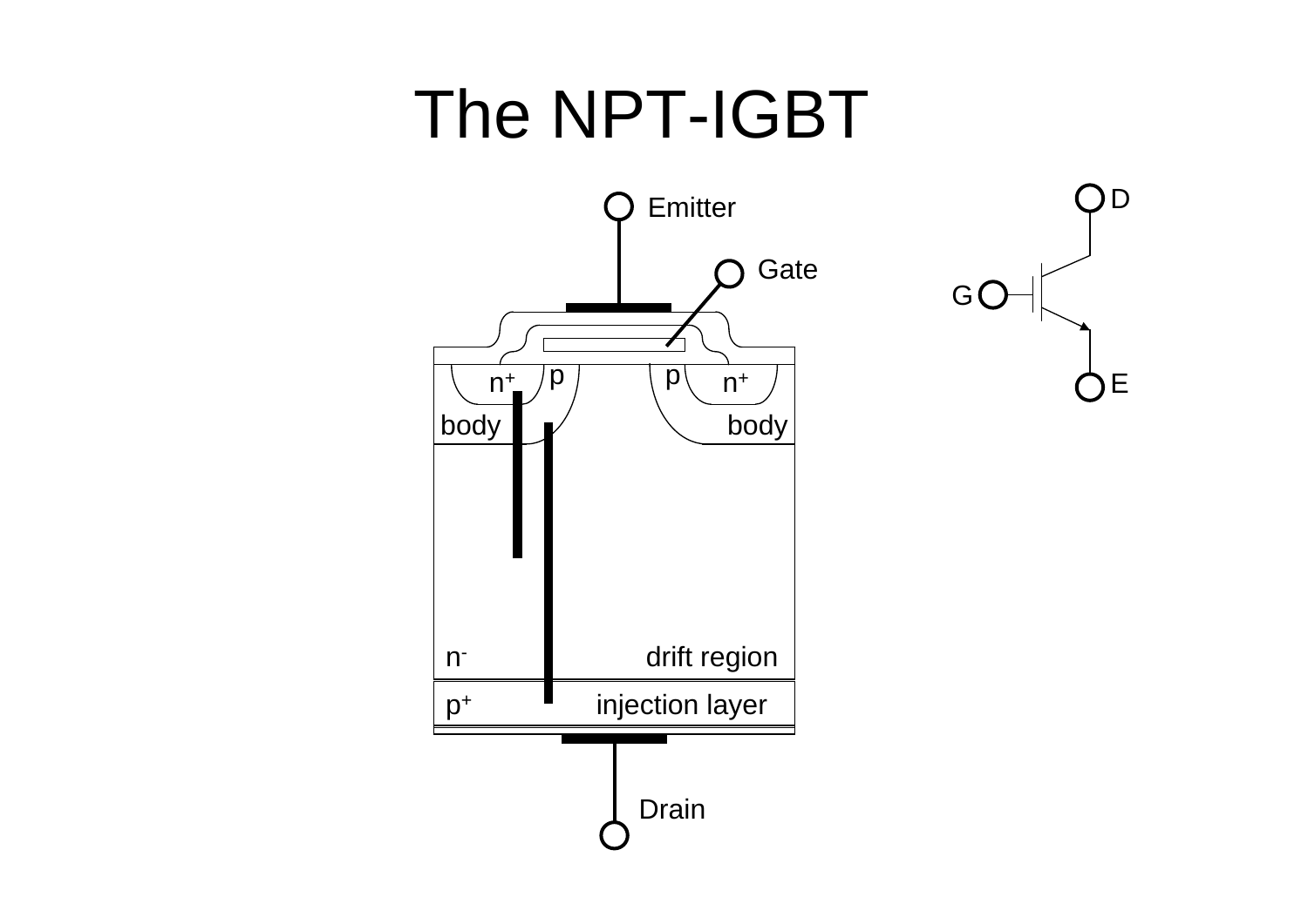# The NPT-IGBT

Emitter

Gate

n+ p p n+

body body

n- drift region

p+ injection layer

Drain

D

G

E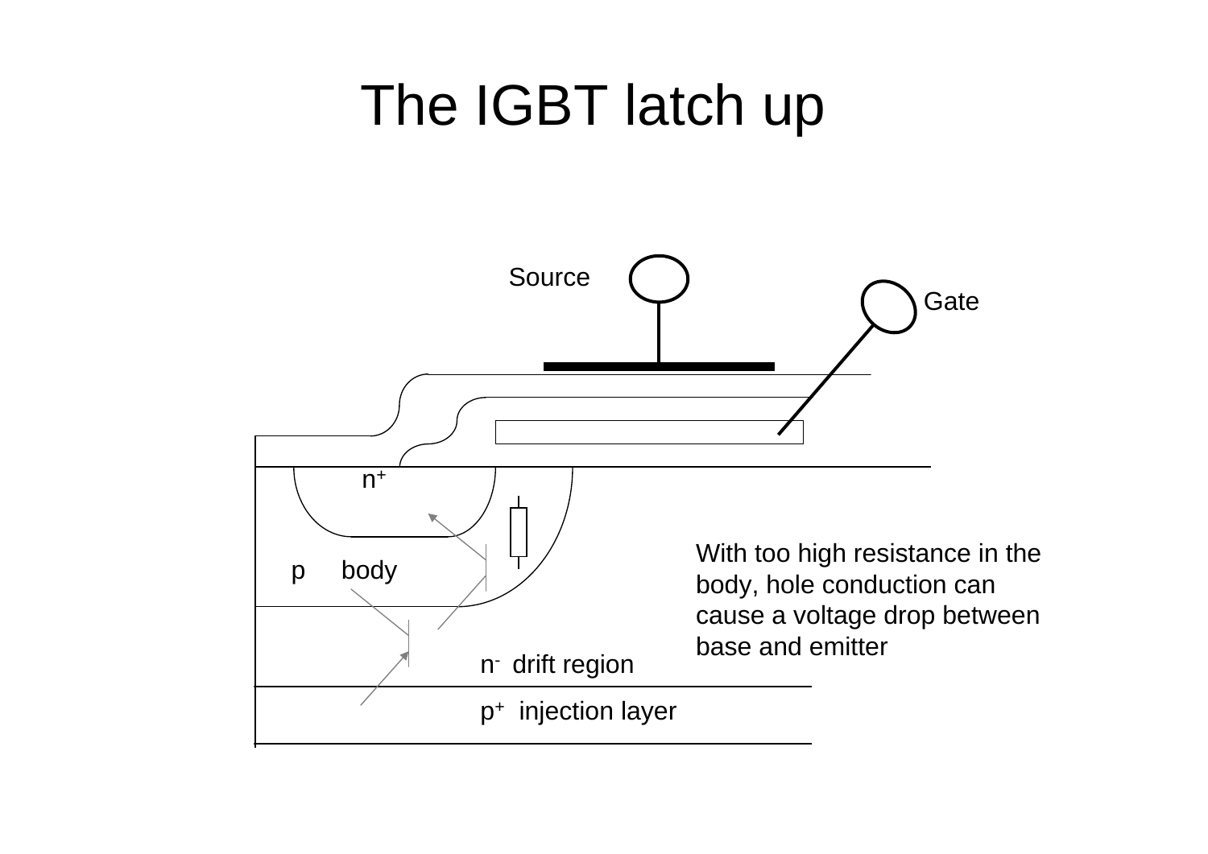# The IGBT latch up

Source

Gate

$n^+$

p body

$n^-$ drift region

$p^+$ injection layer

With too high resistance in the body, hole conduction can cause a voltage drop between base and emitter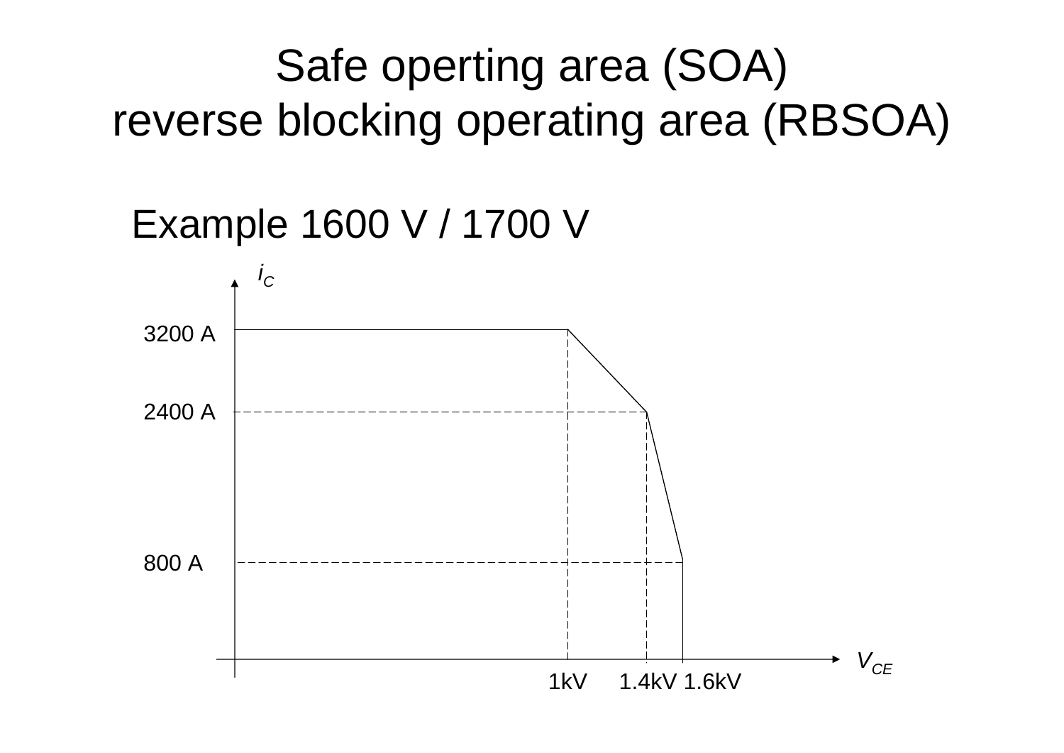# Safe operting area (SOA)
# reverse blocking operating area (RBSOA)

Example 1600 V / 1700 V

$i_C$

3200 A

2400 A

800 A

$V_{CE}$

1kV 1.4kV 1.6kV